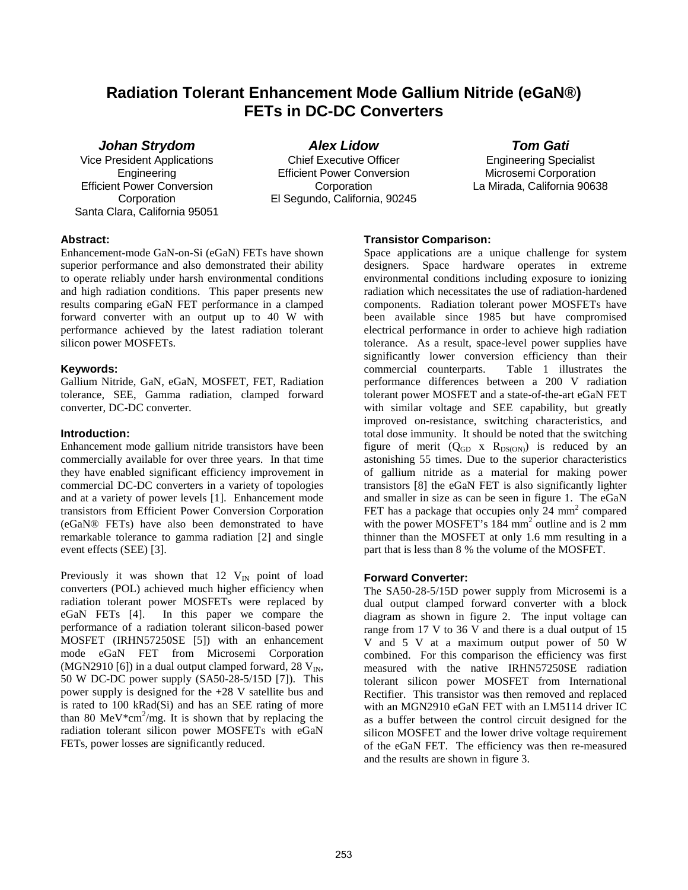# Radiation Tolerant Enhancement Mode Gallium Nitride (eGaN®) FETs in DC-DC Converters

***Johan Strydom***
Vice President Applications Engineering
Efficient Power Conversion Corporation
Santa Clara, California 95051

***Alex Lidow***
Chief Executive Officer
Efficient Power Conversion Corporation
El Segundo, California, 90245

***Tom Gati***
Engineering Specialist
Microsemi Corporation
La Mirada, California 90638

### Abstract:

Enhancement-mode GaN-on-Si (eGaN) FETs have shown superior performance and also demonstrated their ability to operate reliably under harsh environmental conditions and high radiation conditions. This paper presents new results comparing eGaN FET performance in a clamped forward converter with an output up to 40 W with performance achieved by the latest radiation tolerant silicon power MOSFETs.

### Keywords:

Gallium Nitride, GaN, eGaN, MOSFET, FET, Radiation tolerance, SEE, Gamma radiation, clamped forward converter, DC-DC converter.

### Introduction:

Enhancement mode gallium nitride transistors have been commercially available for over three years. In that time they have enabled significant efficiency improvement in commercial DC-DC converters in a variety of topologies and at a variety of power levels [1]. Enhancement mode transistors from Efficient Power Conversion Corporation (eGaN® FETs) have also been demonstrated to have remarkable tolerance to gamma radiation [2] and single event effects (SEE) [3].

Previously it was shown that 12 $V_{IN}$ point of load converters (POL) achieved much higher efficiency when radiation tolerant power MOSFETs were replaced by eGaN FETs [4]. In this paper we compare the performance of a radiation tolerant silicon-based power MOSFET (IRHN57250SE [5]) with an enhancement mode eGaN FET from Microsemi Corporation (MGN2910 [6]) in a dual output clamped forward, 28 $V_{IN}$, 50 W DC-DC power supply (SA50-28-5/15D [7]). This power supply is designed for the +28 V satellite bus and is rated to 100 kRad(Si) and has an SEE rating of more than 80 MeV*cm$^2$/mg. It is shown that by replacing the radiation tolerant silicon power MOSFETs with eGaN FETs, power losses are significantly reduced.

### Transistor Comparison:

Space applications are a unique challenge for system designers. Space hardware operates in extreme environmental conditions including exposure to ionizing radiation which necessitates the use of radiation-hardened components. Radiation tolerant power MOSFETs have been available since 1985 but have compromised electrical performance in order to achieve high radiation tolerance. As a result, space-level power supplies have significantly lower conversion efficiency than their commercial counterparts. Table 1 illustrates the performance differences between a 200 V radiation tolerant power MOSFET and a state-of-the-art eGaN FET with similar voltage and SEE capability, but greatly improved on-resistance, switching characteristics, and total dose immunity. It should be noted that the switching figure of merit ($Q_{GD}$ x $R_{DS(ON)}$) is reduced by an astonishing 55 times. Due to the superior characteristics of gallium nitride as a material for making power transistors [8] the eGaN FET is also significantly lighter and smaller in size as can be seen in figure 1. The eGaN FET has a package that occupies only 24 mm$^2$ compared with the power MOSFET's 184 mm$^2$ outline and is 2 mm thinner than the MOSFET at only 1.6 mm resulting in a part that is less than 8 % the volume of the MOSFET.

### Forward Converter:

The SA50-28-5/15D power supply from Microsemi is a dual output clamped forward converter with a block diagram as shown in figure 2. The input voltage can range from 17 V to 36 V and there is a dual output of 15 V and 5 V at a maximum output power of 50 W combined. For this comparison the efficiency was first measured with the native IRHN57250SE radiation tolerant silicon power MOSFET from International Rectifier. This transistor was then removed and replaced with an MGN2910 eGaN FET with an LM5114 driver IC as a buffer between the control circuit designed for the silicon MOSFET and the lower drive voltage requirement of the eGaN FET. The efficiency was then re-measured and the results are shown in figure 3.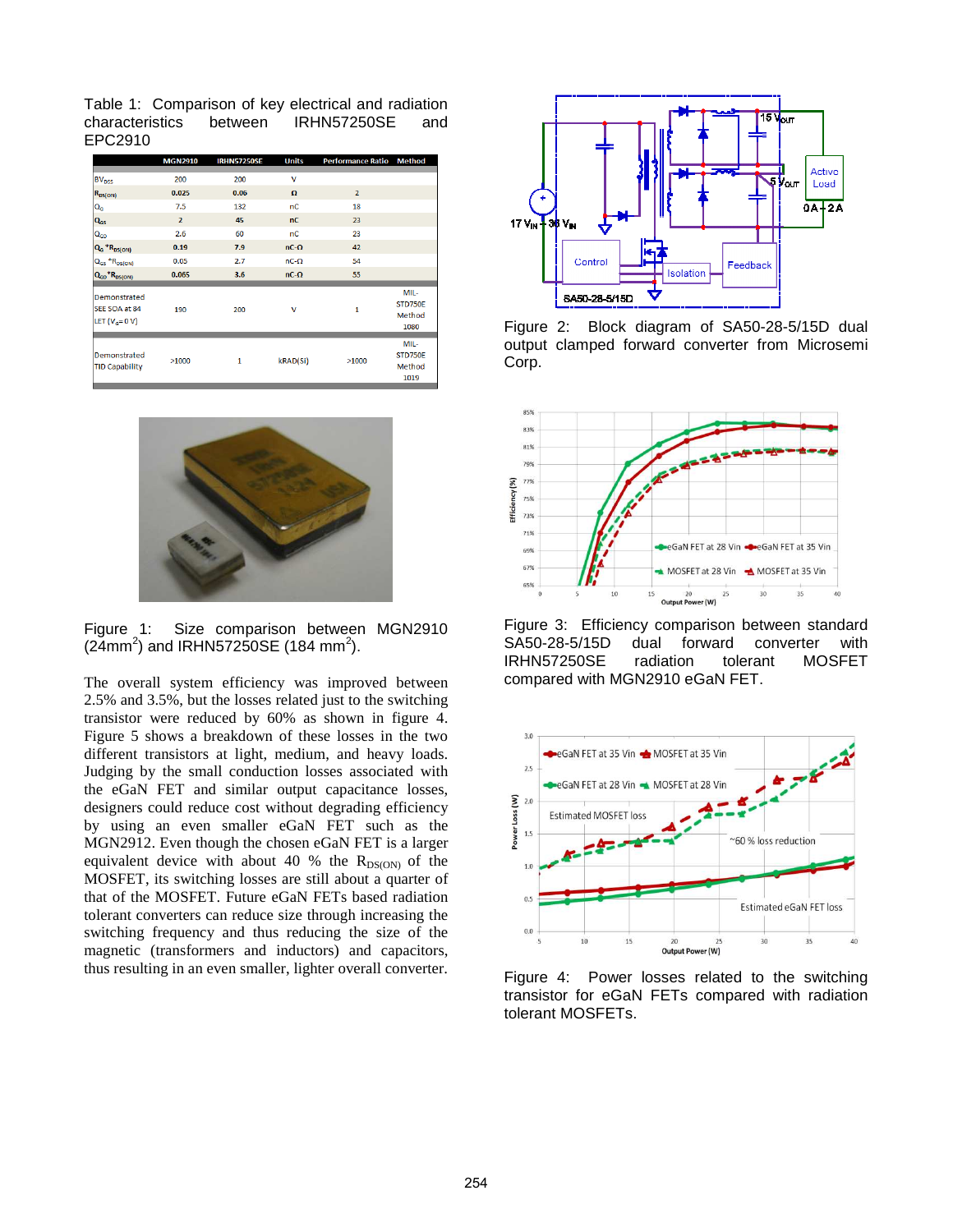Table 1: Comparison of key electrical and radiation characteristics between IRHN57250SE and EPC2910

| | MGN2910 | IRHN57250SE | Units | Performance Ratio | Method |
|---|---|---|---|---|---|
| $BV_{DSS}$ | 200 | 200 | V | | |
| $R_{DS(ON)}$ | 0.025 | 0.06 | Ω | 2 | |
| $Q_G$ | 7.5 | 132 | nC | 18 | |
| $Q_{GS}$ | 2 | 45 | nC | 23 | |
| $Q_{GD}$ | 2.6 | 60 | nC | 23 | |
| $Q_G$ *$R_{DS(ON)}$ | 0.19 | 7.9 | nC-Ω | 42 | |
| $Q_{GS}$ *$R_{DS(ON)}$ | 0.05 | 2.7 | nC-Ω | 54 | |
| $Q_{GD}$*$R_{DS(ON)}$ | 0.065 | 3.6 | nC-Ω | 55 | |
| Demonstrated SEE SOA at 84 LET ($V_G$= 0 V) | 190 | 200 | V | 1 | MIL-STD750E Method 1080 |
| Demonstrated TID Capability | >1000 | 1 | kRAD(SI) | >1000 | MIL-STD750E Method 1019 |

Figure 1: Size comparison between MGN2910 (24mm[2]) and IRHN57250SE (184 mm[2]).

The overall system efficiency was improved between 2.5% and 3.5%, but the losses related just to the switching transistor were reduced by 60% as shown in figure 4. Figure 5 shows a breakdown of these losses in the two different transistors at light, medium, and heavy loads. Judging by the small conduction losses associated with the eGaN FET and similar output capacitance losses, designers could reduce cost without degrading efficiency by using an even smaller eGaN FET such as the MGN2912. Even though the chosen eGaN FET is a larger equivalent device with about 40 % the $R_{DS(ON)}$ of the MOSFET, its switching losses are still about a quarter of the MOSFET. Future eGaN FETs based radiation tolerant converters can reduce size through increasing the switching frequency and thus reducing the size of the magnetic (transformers and inductors) and capacitors, thus resulting in an even smaller, lighter overall converter.

Figure 2: Block diagram of SA50-28-5/15D dual output clamped forward converter from Microsemi Corp.

Figure 3: Efficiency comparison between standard SA50-28-5/15D dual forward converter with IRHN57250SE radiation tolerant MOSFET compared with MGN2910 eGaN FET.

Figure 4: Power losses related to the switching transistor for eGaN FETs compared with radiation tolerant MOSFETs.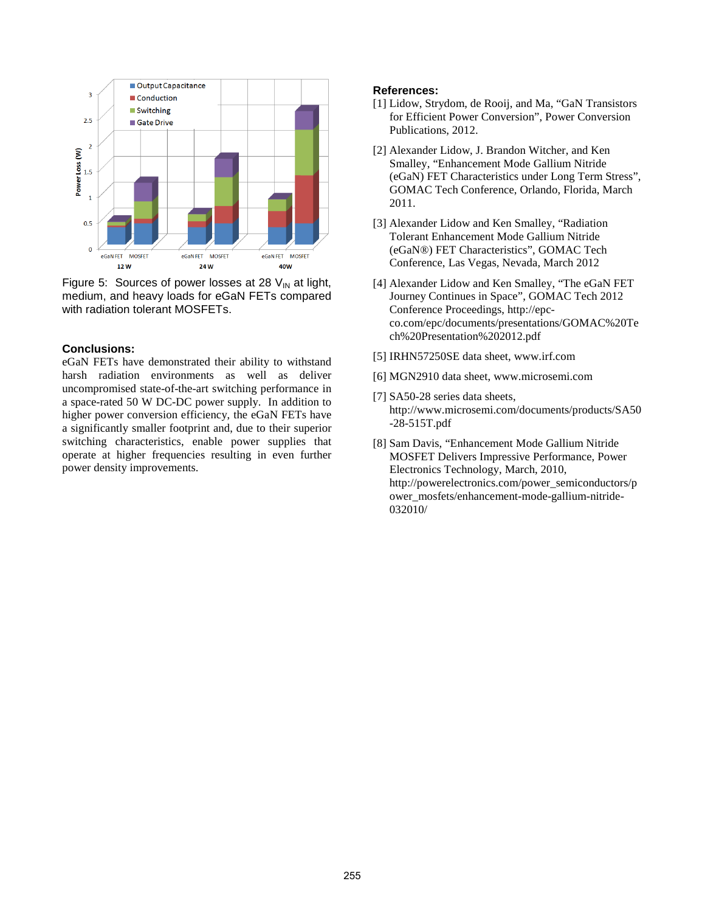Output Capacitance
Conduction
Switching
Gate Drive

Power Loss (W)

3
2.5
2
1.5
1
0.5
0

eGaN FET MOSFET
12 W

eGaN FET MOSFET
24 W

eGaN FET MOSFET
40W

Figure 5: Sources of power losses at 28 $V_{IN}$ at light, medium, and heavy loads for eGaN FETs compared with radiation tolerant MOSFETs.

## Conclusions:

eGaN FETs have demonstrated their ability to withstand harsh radiation environments as well as deliver uncompromised state-of-the-art switching performance in a space-rated 50 W DC-DC power supply. In addition to higher power conversion efficiency, the eGaN FETs have a significantly smaller footprint and, due to their superior switching characteristics, enable power supplies that operate at higher frequencies resulting in even further power density improvements.

## References:

[1] Lidow, Strydom, de Rooij, and Ma, "GaN Transistors for Efficient Power Conversion", Power Conversion Publications, 2012.

[2] Alexander Lidow, J. Brandon Witcher, and Ken Smalley, "Enhancement Mode Gallium Nitride (eGaN) FET Characteristics under Long Term Stress", GOMAC Tech Conference, Orlando, Florida, March 2011.

[3] Alexander Lidow and Ken Smalley, "Radiation Tolerant Enhancement Mode Gallium Nitride (eGaN®) FET Characteristics", GOMAC Tech Conference, Las Vegas, Nevada, March 2012

[4] Alexander Lidow and Ken Smalley, "The eGaN FET Journey Continues in Space", GOMAC Tech 2012 Conference Proceedings, http://epc-co.com/epc/documents/presentations/GOMAC%20Tech%20Presentation%202012.pdf

[5] IRHN57250SE data sheet, www.irf.com

[6] MGN2910 data sheet, www.microsemi.com

[7] SA50-28 series data sheets, http://www.microsemi.com/documents/products/SA50-28-515T.pdf

[8] Sam Davis, "Enhancement Mode Gallium Nitride MOSFET Delivers Impressive Performance, Power Electronics Technology, March, 2010, http://powerelectronics.com/power_semiconductors/power_mosfets/enhancement-mode-gallium-nitride-032010/